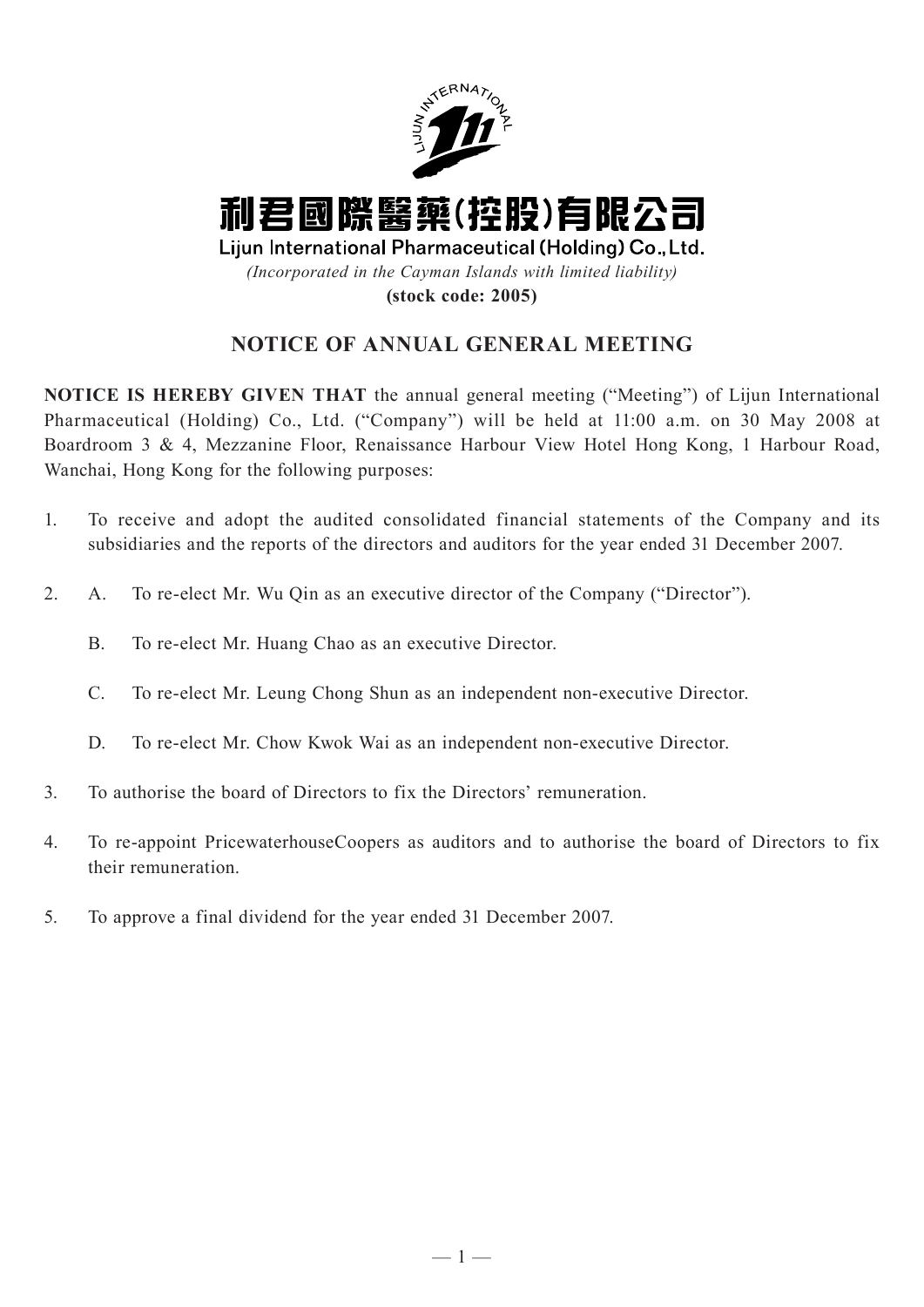# 利君國際醫藥(控股)有限公司

**Lijun International Pharmaceutical (Holding) Co., Ltd.**

*(Incorporated in the Cayman Islands with limited liability)*

**(stock code: 2005)**

## NOTICE OF ANNUAL GENERAL MEETING

**NOTICE IS HEREBY GIVEN THAT** the annual general meeting ("Meeting") of Lijun International Pharmaceutical (Holding) Co., Ltd. ("Company") will be held at 11:00 a.m. on 30 May 2008 at Boardroom 3 & 4, Mezzanine Floor, Renaissance Harbour View Hotel Hong Kong, 1 Harbour Road, Wanchai, Hong Kong for the following purposes:

1. To receive and adopt the audited consolidated financial statements of the Company and its subsidiaries and the reports of the directors and auditors for the year ended 31 December 2007.

2. A. To re-elect Mr. Wu Qin as an executive director of the Company ("Director").

   B. To re-elect Mr. Huang Chao as an executive Director.

   C. To re-elect Mr. Leung Chong Shun as an independent non-executive Director.

   D. To re-elect Mr. Chow Kwok Wai as an independent non-executive Director.

3. To authorise the board of Directors to fix the Directors' remuneration.

4. To re-appoint PricewaterhouseCoopers as auditors and to authorise the board of Directors to fix their remuneration.

5. To approve a final dividend for the year ended 31 December 2007.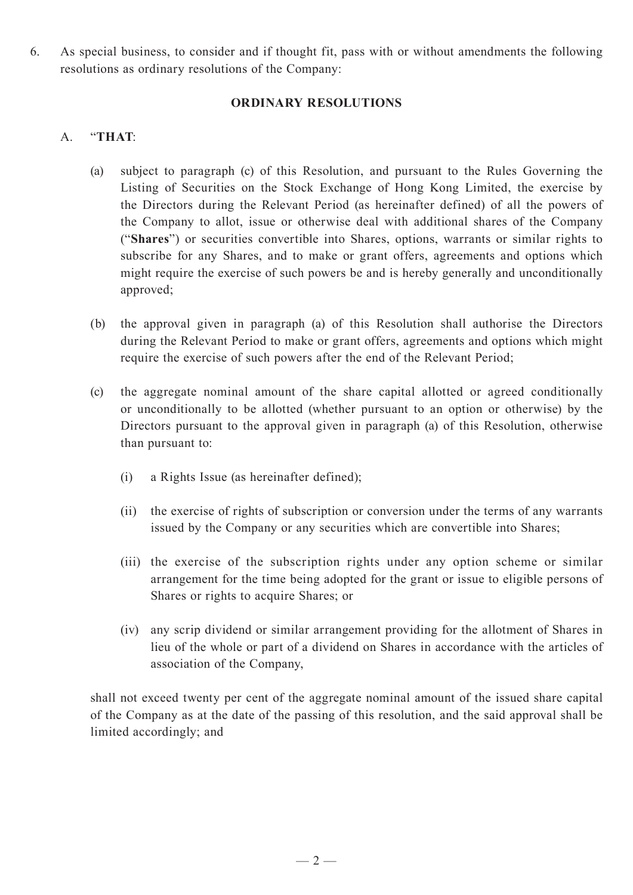6. As special business, to consider and if thought fit, pass with or without amendments the following resolutions as ordinary resolutions of the Company:

**ORDINARY RESOLUTIONS**

A. "**THAT**:

(a) subject to paragraph (c) of this Resolution, and pursuant to the Rules Governing the Listing of Securities on the Stock Exchange of Hong Kong Limited, the exercise by the Directors during the Relevant Period (as hereinafter defined) of all the powers of the Company to allot, issue or otherwise deal with additional shares of the Company ("**Shares**") or securities convertible into Shares, options, warrants or similar rights to subscribe for any Shares, and to make or grant offers, agreements and options which might require the exercise of such powers be and is hereby generally and unconditionally approved;

(b) the approval given in paragraph (a) of this Resolution shall authorise the Directors during the Relevant Period to make or grant offers, agreements and options which might require the exercise of such powers after the end of the Relevant Period;

(c) the aggregate nominal amount of the share capital allotted or agreed conditionally or unconditionally to be allotted (whether pursuant to an option or otherwise) by the Directors pursuant to the approval given in paragraph (a) of this Resolution, otherwise than pursuant to:

(i) a Rights Issue (as hereinafter defined);

(ii) the exercise of rights of subscription or conversion under the terms of any warrants issued by the Company or any securities which are convertible into Shares;

(iii) the exercise of the subscription rights under any option scheme or similar arrangement for the time being adopted for the grant or issue to eligible persons of Shares or rights to acquire Shares; or

(iv) any scrip dividend or similar arrangement providing for the allotment of Shares in lieu of the whole or part of a dividend on Shares in accordance with the articles of association of the Company,

shall not exceed twenty per cent of the aggregate nominal amount of the issued share capital of the Company as at the date of the passing of this resolution, and the said approval shall be limited accordingly; and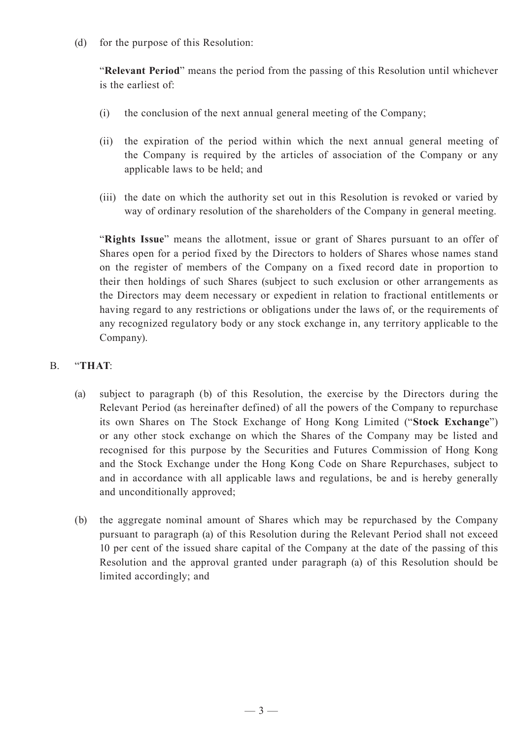(d) for the purpose of this Resolution:

"**Relevant Period**" means the period from the passing of this Resolution until whichever is the earliest of:

(i) the conclusion of the next annual general meeting of the Company;

(ii) the expiration of the period within which the next annual general meeting of the Company is required by the articles of association of the Company or any applicable laws to be held; and

(iii) the date on which the authority set out in this Resolution is revoked or varied by way of ordinary resolution of the shareholders of the Company in general meeting.

"**Rights Issue**" means the allotment, issue or grant of Shares pursuant to an offer of Shares open for a period fixed by the Directors to holders of Shares whose names stand on the register of members of the Company on a fixed record date in proportion to their then holdings of such Shares (subject to such exclusion or other arrangements as the Directors may deem necessary or expedient in relation to fractional entitlements or having regard to any restrictions or obligations under the laws of, or the requirements of any recognized regulatory body or any stock exchange in, any territory applicable to the Company).

B. "**THAT**:

(a) subject to paragraph (b) of this Resolution, the exercise by the Directors during the Relevant Period (as hereinafter defined) of all the powers of the Company to repurchase its own Shares on The Stock Exchange of Hong Kong Limited ("**Stock Exchange**") or any other stock exchange on which the Shares of the Company may be listed and recognised for this purpose by the Securities and Futures Commission of Hong Kong and the Stock Exchange under the Hong Kong Code on Share Repurchases, subject to and in accordance with all applicable laws and regulations, be and is hereby generally and unconditionally approved;

(b) the aggregate nominal amount of Shares which may be repurchased by the Company pursuant to paragraph (a) of this Resolution during the Relevant Period shall not exceed 10 per cent of the issued share capital of the Company at the date of the passing of this Resolution and the approval granted under paragraph (a) of this Resolution should be limited accordingly; and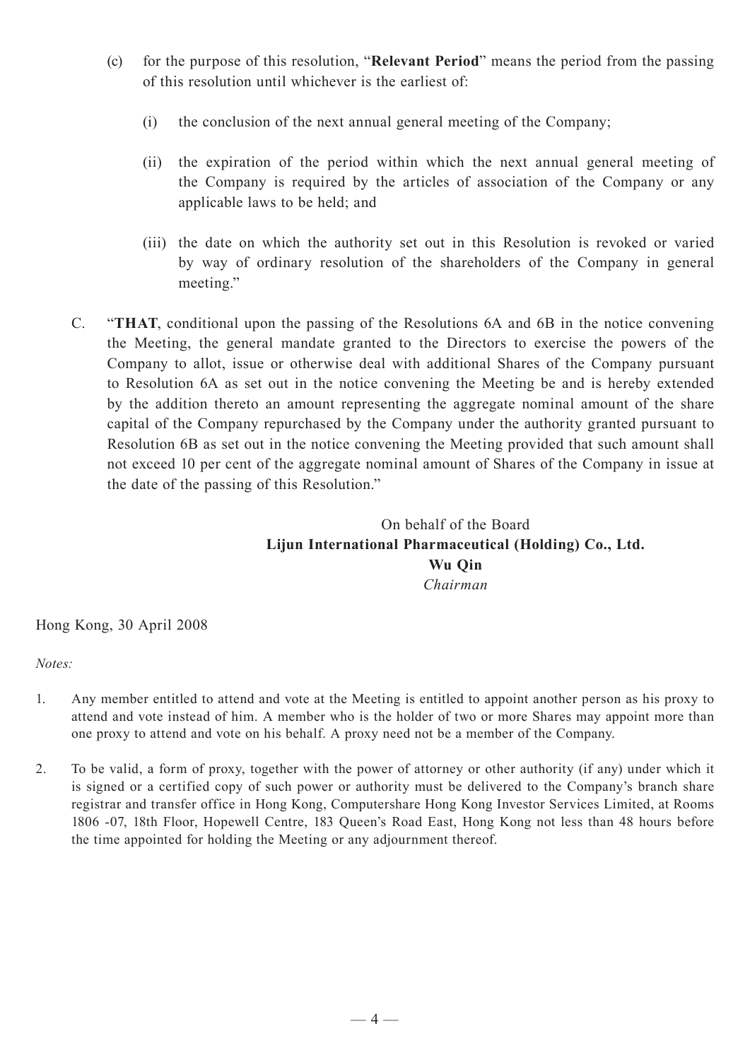(c) for the purpose of this resolution, "**Relevant Period**" means the period from the passing of this resolution until whichever is the earliest of:

  (i) the conclusion of the next annual general meeting of the Company;

  (ii) the expiration of the period within which the next annual general meeting of the Company is required by the articles of association of the Company or any applicable laws to be held; and

  (iii) the date on which the authority set out in this Resolution is revoked or varied by way of ordinary resolution of the shareholders of the Company in general meeting."

C. "**THAT**, conditional upon the passing of the Resolutions 6A and 6B in the notice convening the Meeting, the general mandate granted to the Directors to exercise the powers of the Company to allot, issue or otherwise deal with additional Shares of the Company pursuant to Resolution 6A as set out in the notice convening the Meeting be and is hereby extended by the addition thereto an amount representing the aggregate nominal amount of the share capital of the Company repurchased by the Company under the authority granted pursuant to Resolution 6B as set out in the notice convening the Meeting provided that such amount shall not exceed 10 per cent of the aggregate nominal amount of Shares of the Company in issue at the date of the passing of this Resolution."

On behalf of the Board
**Lijun International Pharmaceutical (Holding) Co., Ltd.**
**Wu Qin**
*Chairman*

Hong Kong, 30 April 2008

*Notes:*

1. Any member entitled to attend and vote at the Meeting is entitled to appoint another person as his proxy to attend and vote instead of him. A member who is the holder of two or more Shares may appoint more than one proxy to attend and vote on his behalf. A proxy need not be a member of the Company.

2. To be valid, a form of proxy, together with the power of attorney or other authority (if any) under which it is signed or a certified copy of such power or authority must be delivered to the Company's branch share registrar and transfer office in Hong Kong, Computershare Hong Kong Investor Services Limited, at Rooms 1806 -07, 18th Floor, Hopewell Centre, 183 Queen's Road East, Hong Kong not less than 48 hours before the time appointed for holding the Meeting or any adjournment thereof.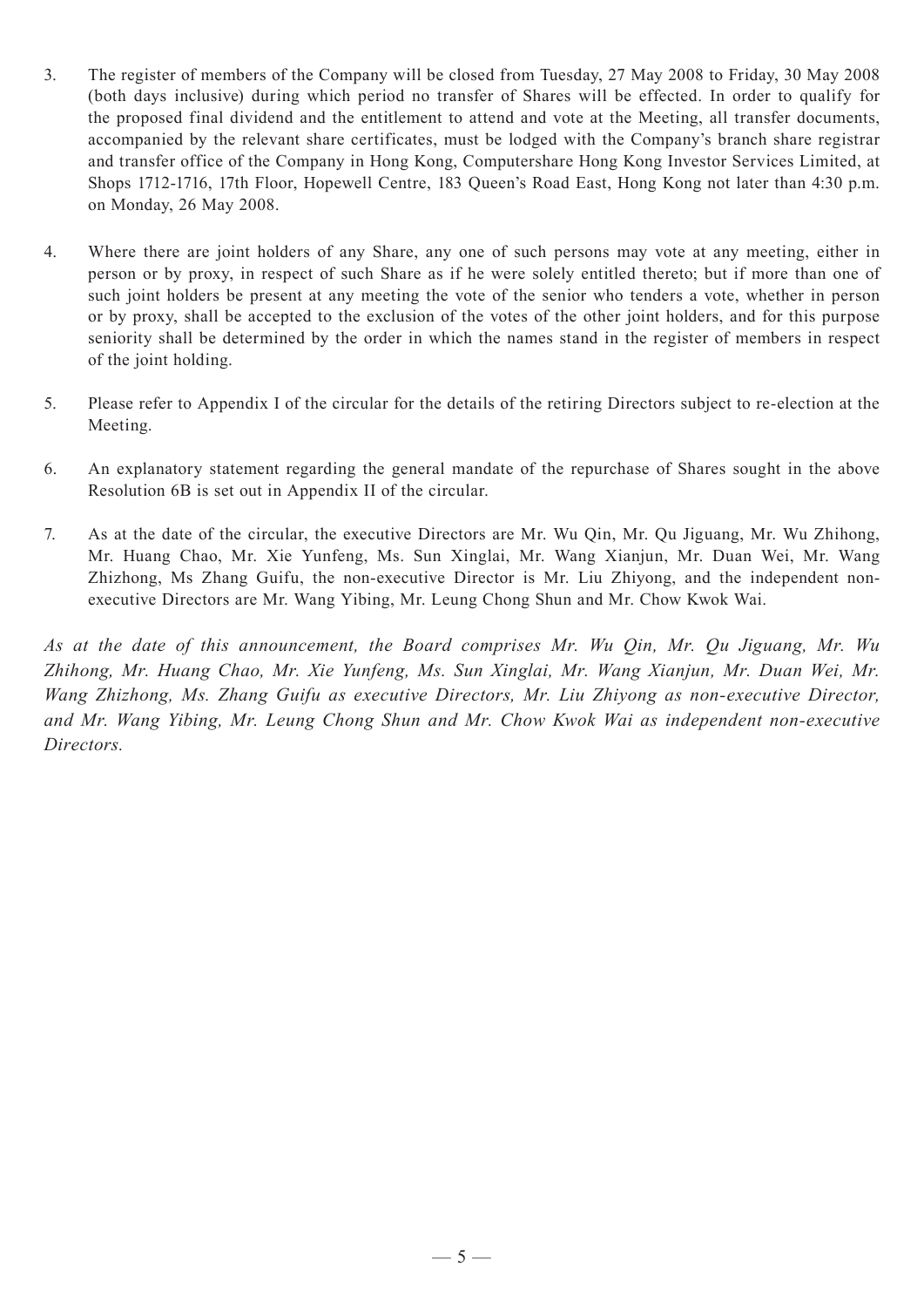3. The register of members of the Company will be closed from Tuesday, 27 May 2008 to Friday, 30 May 2008 (both days inclusive) during which period no transfer of Shares will be effected. In order to qualify for the proposed final dividend and the entitlement to attend and vote at the Meeting, all transfer documents, accompanied by the relevant share certificates, must be lodged with the Company's branch share registrar and transfer office of the Company in Hong Kong, Computershare Hong Kong Investor Services Limited, at Shops 1712-1716, 17th Floor, Hopewell Centre, 183 Queen's Road East, Hong Kong not later than 4:30 p.m. on Monday, 26 May 2008.

4. Where there are joint holders of any Share, any one of such persons may vote at any meeting, either in person or by proxy, in respect of such Share as if he were solely entitled thereto; but if more than one of such joint holders be present at any meeting the vote of the senior who tenders a vote, whether in person or by proxy, shall be accepted to the exclusion of the votes of the other joint holders, and for this purpose seniority shall be determined by the order in which the names stand in the register of members in respect of the joint holding.

5. Please refer to Appendix I of the circular for the details of the retiring Directors subject to re-election at the Meeting.

6. An explanatory statement regarding the general mandate of the repurchase of Shares sought in the above Resolution 6B is set out in Appendix II of the circular.

7. As at the date of the circular, the executive Directors are Mr. Wu Qin, Mr. Qu Jiguang, Mr. Wu Zhihong, Mr. Huang Chao, Mr. Xie Yunfeng, Ms. Sun Xinglai, Mr. Wang Xianjun, Mr. Duan Wei, Mr. Wang Zhizhong, Ms Zhang Guifu, the non-executive Director is Mr. Liu Zhiyong, and the independent non-executive Directors are Mr. Wang Yibing, Mr. Leung Chong Shun and Mr. Chow Kwok Wai.

*As at the date of this announcement, the Board comprises Mr. Wu Qin, Mr. Qu Jiguang, Mr. Wu Zhihong, Mr. Huang Chao, Mr. Xie Yunfeng, Ms. Sun Xinglai, Mr. Wang Xianjun, Mr. Duan Wei, Mr. Wang Zhizhong, Ms. Zhang Guifu as executive Directors, Mr. Liu Zhiyong as non-executive Director, and Mr. Wang Yibing, Mr. Leung Chong Shun and Mr. Chow Kwok Wai as independent non-executive Directors.*